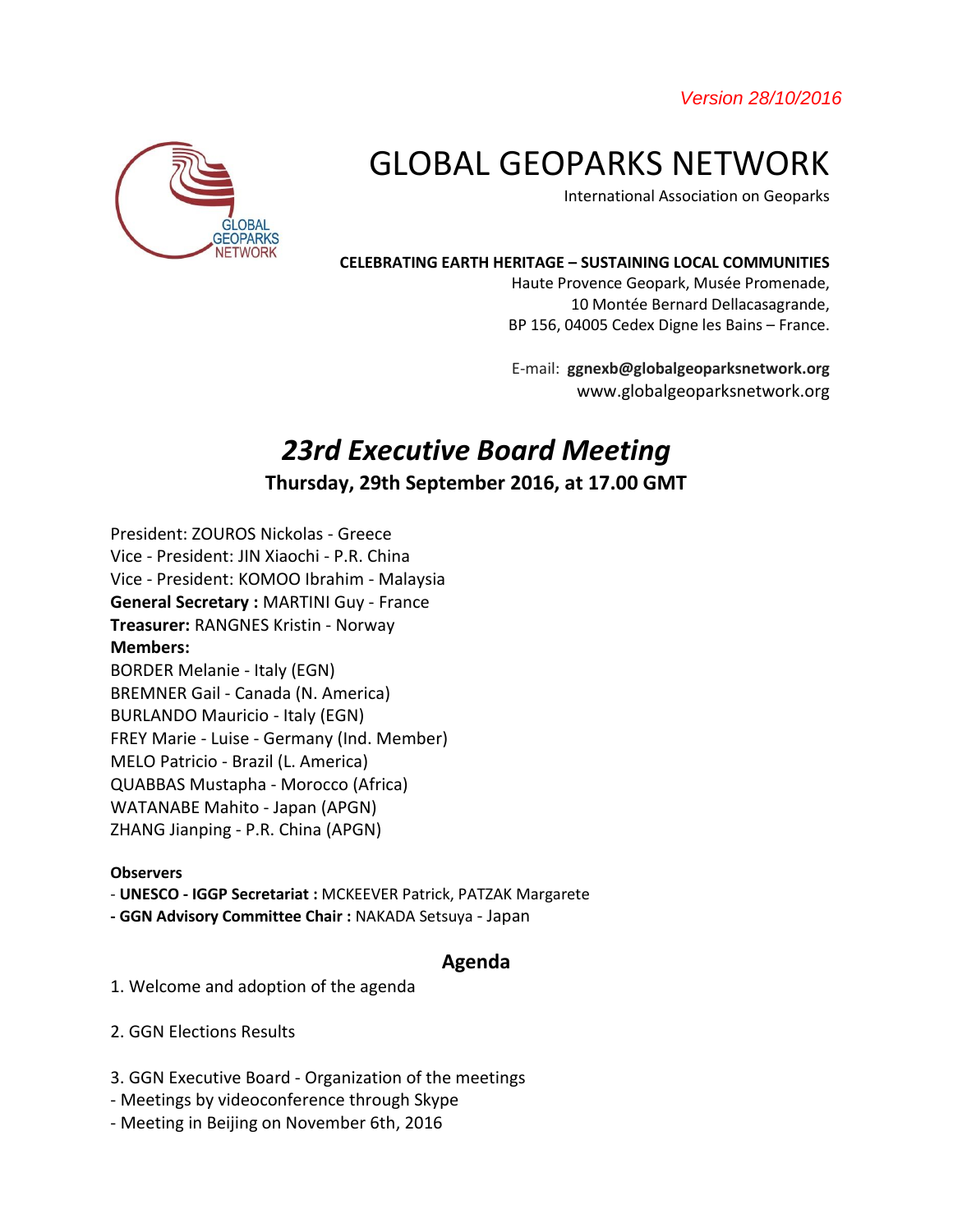*Version 28/10/2016*

# GLOBAL GEOPARKS NETWORK

International Association on Geoparks

**CELEBRATING EARTH HERITAGE – SUSTAINING LOCAL COMMUNITIES**

Haute Provence Geopark, Musée Promenade,
10 Montée Bernard Dellacasagrande,
BP 156, 04005 Cedex Digne les Bains – France.

E-mail: **ggnexb@globalgeoparksnetwork.org**
www.globalgeoparksnetwork.org

## *23rd Executive Board Meeting*

### Thursday, 29th September 2016, at 17.00 GMT

President: ZOUROS Nickolas - Greece
Vice - President: JIN Xiaochi - P.R. China
Vice - President: KOMOO Ibrahim - Malaysia
**General Secretary :** MARTINI Guy - France
**Treasurer:** RANGNES Kristin - Norway
**Members:**
BORDER Melanie - Italy (EGN)
BREMNER Gail - Canada (N. America)
BURLANDO Mauricio - Italy (EGN)
FREY Marie - Luise - Germany (Ind. Member)
MELO Patricio - Brazil (L. America)
QUABBAS Mustapha - Morocco (Africa)
WATANABE Mahito - Japan (APGN)
ZHANG Jianping - P.R. China (APGN)

**Observers**
- **UNESCO - IGGP Secretariat :** MCKEEVER Patrick, PATZAK Margarete
**- GGN Advisory Committee Chair :** NAKADA Setsuya - Japan

### Agenda

1. Welcome and adoption of the agenda

2. GGN Elections Results

3. GGN Executive Board - Organization of the meetings
- Meetings by videoconference through Skype
- Meeting in Beijing on November 6th, 2016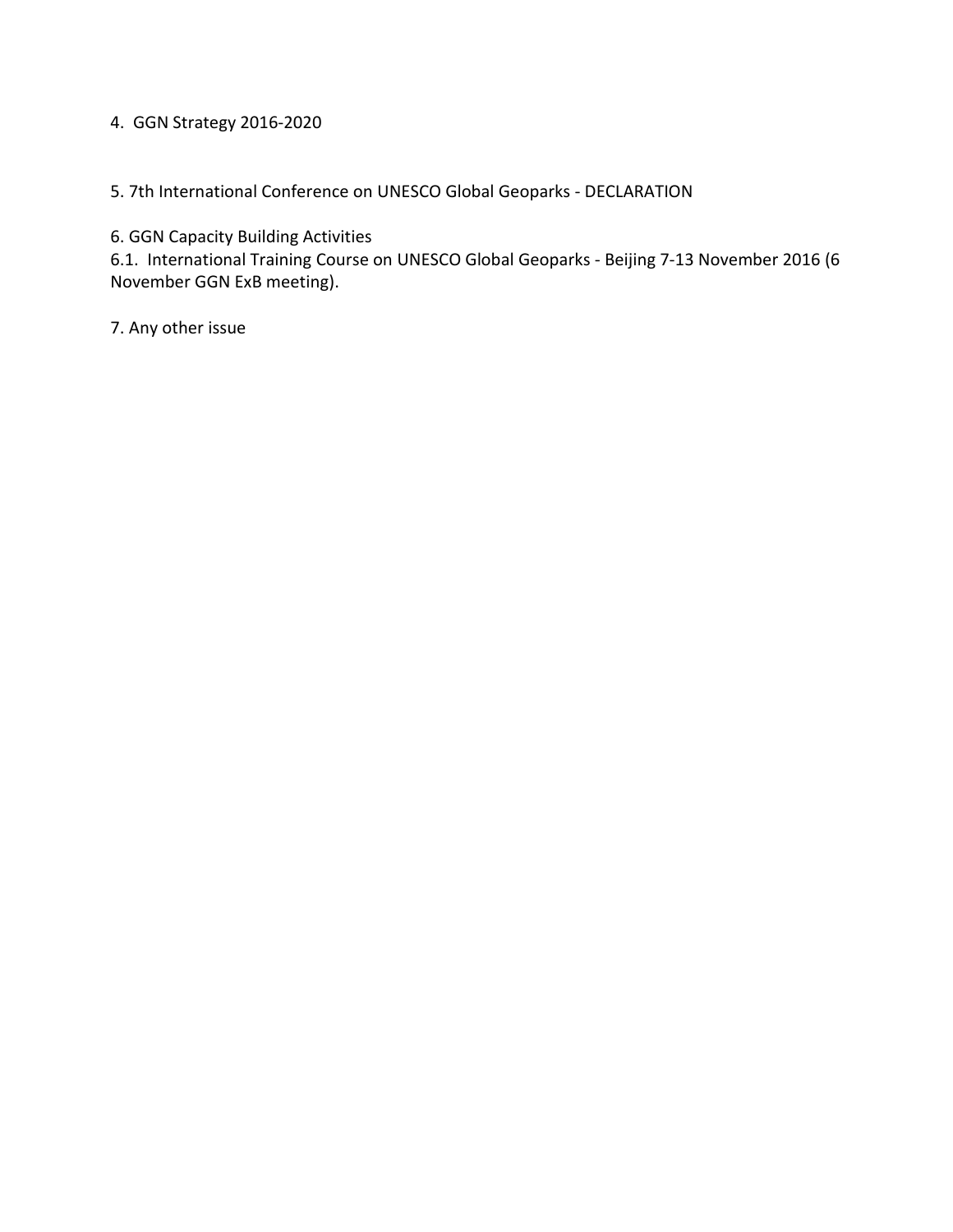4. GGN Strategy 2016-2020

5. 7th International Conference on UNESCO Global Geoparks - DECLARATION

6. GGN Capacity Building Activities

6.1. International Training Course on UNESCO Global Geoparks - Beijing 7-13 November 2016 (6 November GGN ExB meeting).

7. Any other issue